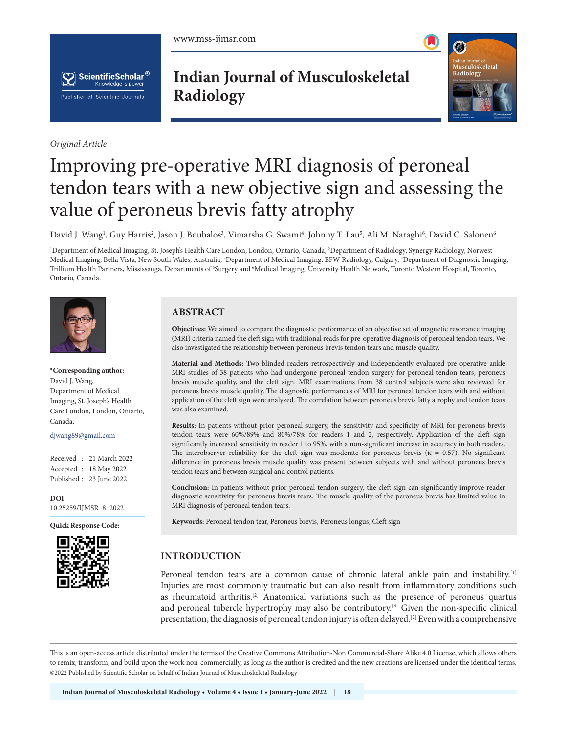*Original Article*

# Improving pre-operative MRI diagnosis of peroneal tendon tears with a new objective sign and assessing the value of peroneus brevis fatty atrophy

David J. Wang[1], Guy Harris[2], Jason J. Boubalos[3], Vimarsha G. Swami[4], Johnny T. Lau[5], Ali M. Naraghi[6], David C. Salonen[6]

[1]Department of Medical Imaging, St. Joseph's Health Care London, London, Ontario, Canada, [2]Department of Radiology, Synergy Radiology, Norwest Medical Imaging, Bella Vista, New South Wales, Australia, [3]Department of Medical Imaging, EFW Radiology, Calgary, [4]Department of Diagnostic Imaging, Trillium Health Partners, Mississauga, Departments of [5]Surgery and [6]Medical Imaging, University Health Network, Toronto Western Hospital, Toronto, Ontario, Canada.

**\*Corresponding author:**
David J. Wang,
Department of Medical Imaging, St. Joseph's Health Care London, London, Ontario, Canada.

djwang89@gmail.com

Received : 21 March 2022
Accepted : 18 May 2022
Published : 23 June 2022

**DOI**
10.25259/IJMSR_8_2022

**Quick Response Code:**

## ABSTRACT

**Objectives:** We aimed to compare the diagnostic performance of an objective set of magnetic resonance imaging (MRI) criteria named the cleft sign with traditional reads for pre-operative diagnosis of peroneal tendon tears. We also investigated the relationship between peroneus brevis tendon tears and muscle quality.

**Material and Methods:** Two blinded readers retrospectively and independently evaluated pre-operative ankle MRI studies of 38 patients who had undergone peroneal tendon surgery for peroneal tendon tears, peroneus brevis muscle quality, and the cleft sign. MRI examinations from 38 control subjects were also reviewed for peroneus brevis muscle quality. The diagnostic performances of MRI for peroneal tendon tears with and without application of the cleft sign were analyzed. The correlation between peroneus brevis fatty atrophy and tendon tears was also examined.

**Results:** In patients without prior peroneal surgery, the sensitivity and specificity of MRI for peroneus brevis tendon tears were 60%/89% and 80%/78% for readers 1 and 2, respectively. Application of the cleft sign significantly increased sensitivity in reader 1 to 95%, with a non-significant increase in accuracy in both readers. The interobserver reliability for the cleft sign was moderate for peroneus brevis (κ = 0.57). No significant difference in peroneus brevis muscle quality was present between subjects with and without peroneus brevis tendon tears and between surgical and control patients.

**Conclusion:** In patients without prior peroneal tendon surgery, the cleft sign can significantly improve reader diagnostic sensitivity for peroneus brevis tears. The muscle quality of the peroneus brevis has limited value in MRI diagnosis of peroneal tendon tears.

**Keywords:** Peroneal tendon tear, Peroneus brevis, Peroneus longus, Cleft sign

## INTRODUCTION

Peroneal tendon tears are a common cause of chronic lateral ankle pain and instability.[1] Injuries are most commonly traumatic but can also result from inflammatory conditions such as rheumatoid arthritis.[2] Anatomical variations such as the presence of peroneus quartus and peroneal tubercle hypertrophy may also be contributory.[3] Given the non-specific clinical presentation, the diagnosis of peroneal tendon injury is often delayed.[2] Even with a comprehensive

This is an open-access article distributed under the terms of the Creative Commons Attribution-Non Commercial-Share Alike 4.0 License, which allows others to remix, transform, and build upon the work non-commercially, as long as the author is credited and the new creations are licensed under the identical terms.
©2022 Published by Scientific Scholar on behalf of Indian Journal of Musculoskeletal Radiology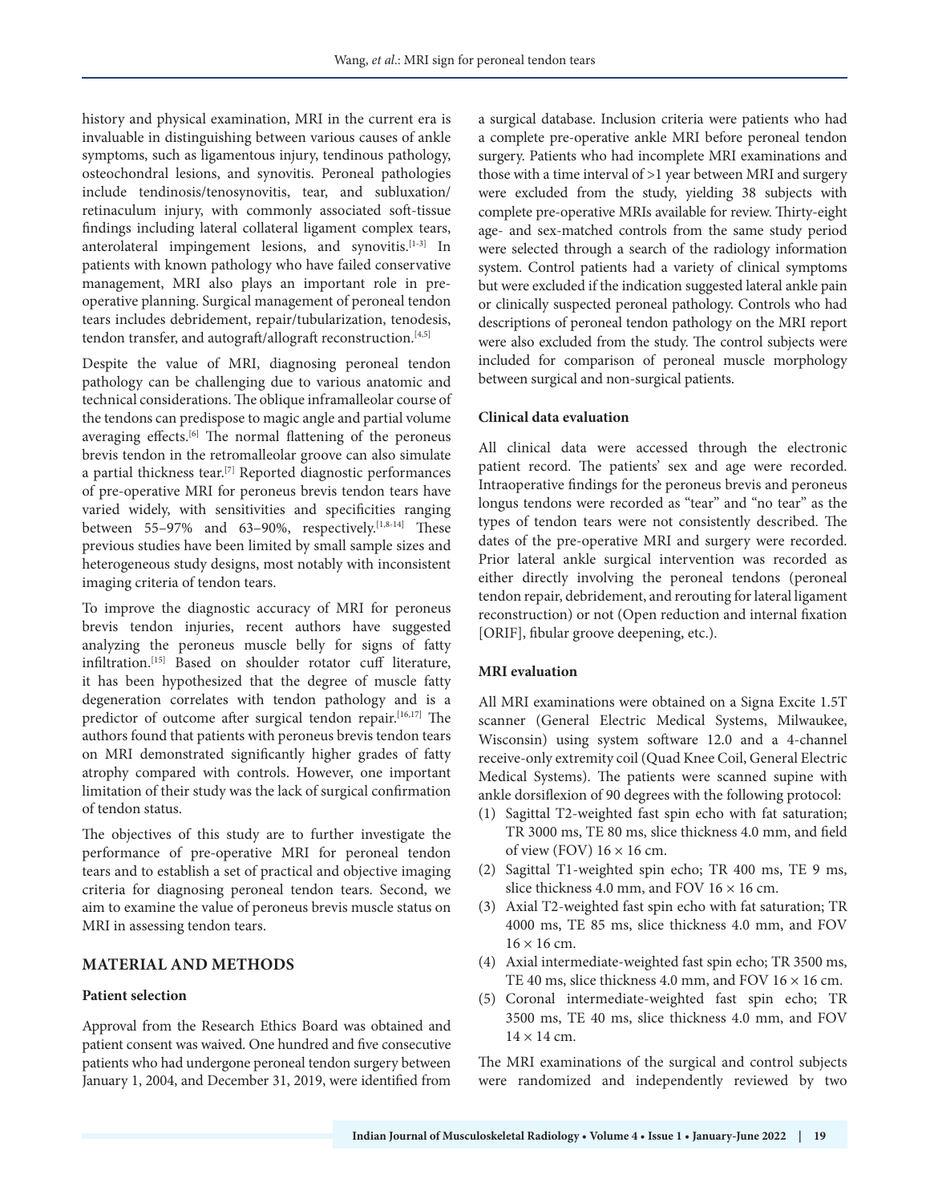history and physical examination, MRI in the current era is invaluable in distinguishing between various causes of ankle symptoms, such as ligamentous injury, tendinous pathology, osteochondral lesions, and synovitis. Peroneal pathologies include tendinosis/tenosynovitis, tear, and subluxation/retinaculum injury, with commonly associated soft-tissue findings including lateral collateral ligament complex tears, anterolateral impingement lesions, and synovitis.[1-3] In patients with known pathology who have failed conservative management, MRI also plays an important role in pre-operative planning. Surgical management of peroneal tendon tears includes debridement, repair/tubularization, tenodesis, tendon transfer, and autograft/allograft reconstruction.[4,5]

Despite the value of MRI, diagnosing peroneal tendon pathology can be challenging due to various anatomic and technical considerations. The oblique inframalleolar course of the tendons can predispose to magic angle and partial volume averaging effects.[6] The normal flattening of the peroneus brevis tendon in the retromalleolar groove can also simulate a partial thickness tear.[7] Reported diagnostic performances of pre-operative MRI for peroneus brevis tendon tears have varied widely, with sensitivities and specificities ranging between 55–97% and 63–90%, respectively.[1,8-14] These previous studies have been limited by small sample sizes and heterogeneous study designs, most notably with inconsistent imaging criteria of tendon tears.

To improve the diagnostic accuracy of MRI for peroneus brevis tendon injuries, recent authors have suggested analyzing the peroneus muscle belly for signs of fatty infiltration.[15] Based on shoulder rotator cuff literature, it has been hypothesized that the degree of muscle fatty degeneration correlates with tendon pathology and is a predictor of outcome after surgical tendon repair.[16,17] The authors found that patients with peroneus brevis tendon tears on MRI demonstrated significantly higher grades of fatty atrophy compared with controls. However, one important limitation of their study was the lack of surgical confirmation of tendon status.

The objectives of this study are to further investigate the performance of pre-operative MRI for peroneal tendon tears and to establish a set of practical and objective imaging criteria for diagnosing peroneal tendon tears. Second, we aim to examine the value of peroneus brevis muscle status on MRI in assessing tendon tears.

## MATERIAL AND METHODS

### Patient selection

Approval from the Research Ethics Board was obtained and patient consent was waived. One hundred and five consecutive patients who had undergone peroneal tendon surgery between January 1, 2004, and December 31, 2019, were identified from a surgical database. Inclusion criteria were patients who had a complete pre-operative ankle MRI before peroneal tendon surgery. Patients who had incomplete MRI examinations and those with a time interval of >1 year between MRI and surgery were excluded from the study, yielding 38 subjects with complete pre-operative MRIs available for review. Thirty-eight age- and sex-matched controls from the same study period were selected through a search of the radiology information system. Control patients had a variety of clinical symptoms but were excluded if the indication suggested lateral ankle pain or clinically suspected peroneal pathology. Controls who had descriptions of peroneal tendon pathology on the MRI report were also excluded from the study. The control subjects were included for comparison of peroneal muscle morphology between surgical and non-surgical patients.

### Clinical data evaluation

All clinical data were accessed through the electronic patient record. The patients' sex and age were recorded. Intraoperative findings for the peroneus brevis and peroneus longus tendons were recorded as "tear" and "no tear" as the types of tendon tears were not consistently described. The dates of the pre-operative MRI and surgery were recorded. Prior lateral ankle surgical intervention was recorded as either directly involving the peroneal tendons (peroneal tendon repair, debridement, and rerouting for lateral ligament reconstruction) or not (Open reduction and internal fixation [ORIF], fibular groove deepening, etc.).

### MRI evaluation

All MRI examinations were obtained on a Signa Excite 1.5T scanner (General Electric Medical Systems, Milwaukee, Wisconsin) using system software 12.0 and a 4-channel receive-only extremity coil (Quad Knee Coil, General Electric Medical Systems). The patients were scanned supine with ankle dorsiflexion of 90 degrees with the following protocol:

1. Sagittal T2-weighted fast spin echo with fat saturation; TR 3000 ms, TE 80 ms, slice thickness 4.0 mm, and field of view (FOV) 16 × 16 cm.
2. Sagittal T1-weighted spin echo; TR 400 ms, TE 9 ms, slice thickness 4.0 mm, and FOV 16 × 16 cm.
3. Axial T2-weighted fast spin echo with fat saturation; TR 4000 ms, TE 85 ms, slice thickness 4.0 mm, and FOV 16 × 16 cm.
4. Axial intermediate-weighted fast spin echo; TR 3500 ms, TE 40 ms, slice thickness 4.0 mm, and FOV 16 × 16 cm.
5. Coronal intermediate-weighted fast spin echo; TR 3500 ms, TE 40 ms, slice thickness 4.0 mm, and FOV 14 × 14 cm.

The MRI examinations of the surgical and control subjects were randomized and independently reviewed by two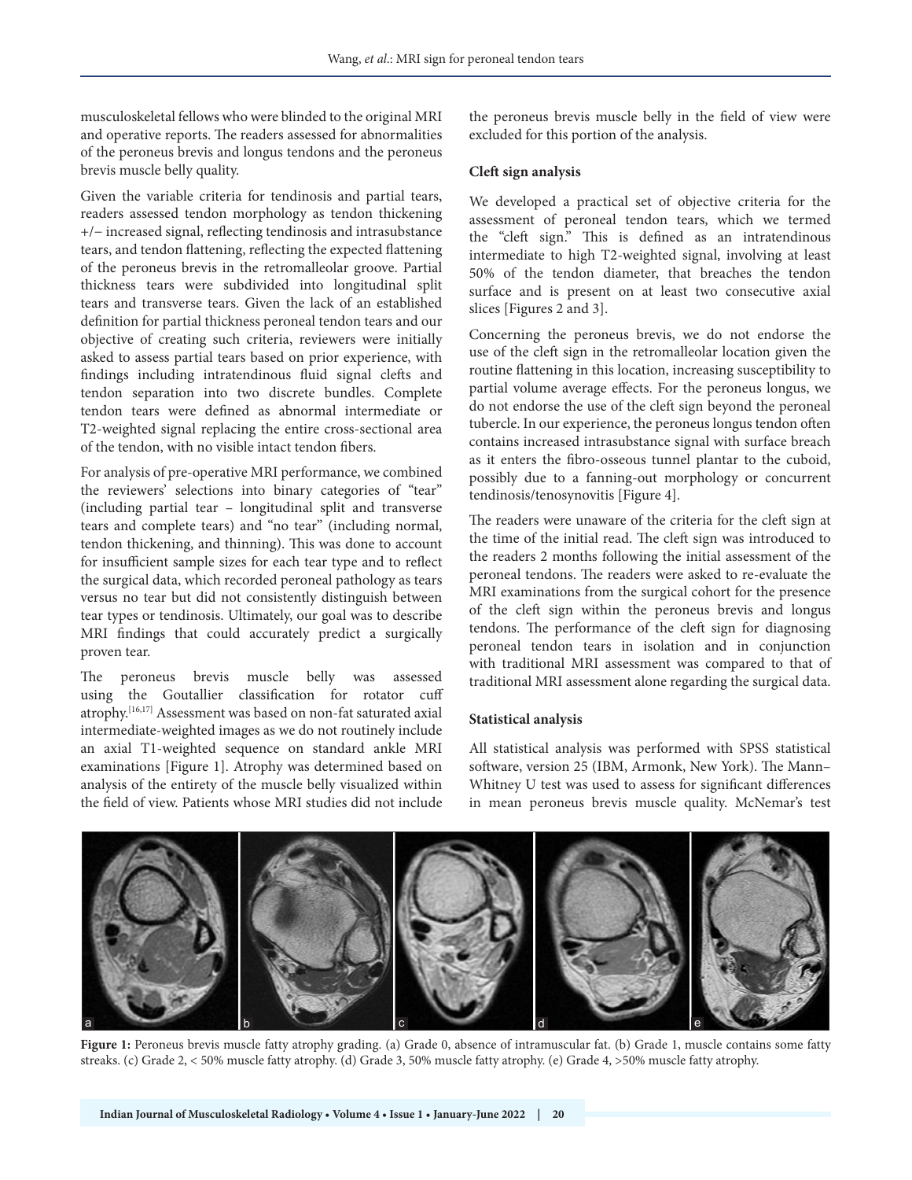musculoskeletal fellows who were blinded to the original MRI and operative reports. The readers assessed for abnormalities of the peroneus brevis and longus tendons and the peroneus brevis muscle belly quality.

Given the variable criteria for tendinosis and partial tears, readers assessed tendon morphology as tendon thickening +/− increased signal, reflecting tendinosis and intrasubstance tears, and tendon flattening, reflecting the expected flattening of the peroneus brevis in the retromalleolar groove. Partial thickness tears were subdivided into longitudinal split tears and transverse tears. Given the lack of an established definition for partial thickness peroneal tendon tears and our objective of creating such criteria, reviewers were initially asked to assess partial tears based on prior experience, with findings including intratendinous fluid signal clefts and tendon separation into two discrete bundles. Complete tendon tears were defined as abnormal intermediate or T2-weighted signal replacing the entire cross-sectional area of the tendon, with no visible intact tendon fibers.

For analysis of pre-operative MRI performance, we combined the reviewers' selections into binary categories of "tear" (including partial tear – longitudinal split and transverse tears and complete tears) and "no tear" (including normal, tendon thickening, and thinning). This was done to account for insufficient sample sizes for each tear type and to reflect the surgical data, which recorded peroneal pathology as tears versus no tear but did not consistently distinguish between tear types or tendinosis. Ultimately, our goal was to describe MRI findings that could accurately predict a surgically proven tear.

The peroneus brevis muscle belly was assessed using the Goutallier classification for rotator cuff atrophy.[16,17] Assessment was based on non-fat saturated axial intermediate-weighted images as we do not routinely include an axial T1-weighted sequence on standard ankle MRI examinations [Figure 1]. Atrophy was determined based on analysis of the entirety of the muscle belly visualized within the field of view. Patients whose MRI studies did not include the peroneus brevis muscle belly in the field of view were excluded for this portion of the analysis.

### Cleft sign analysis

We developed a practical set of objective criteria for the assessment of peroneal tendon tears, which we termed the "cleft sign." This is defined as an intratendinous intermediate to high T2-weighted signal, involving at least 50% of the tendon diameter, that breaches the tendon surface and is present on at least two consecutive axial slices [Figures 2 and 3].

Concerning the peroneus brevis, we do not endorse the use of the cleft sign in the retromalleolar location given the routine flattening in this location, increasing susceptibility to partial volume average effects. For the peroneus longus, we do not endorse the use of the cleft sign beyond the peroneal tubercle. In our experience, the peroneus longus tendon often contains increased intrasubstance signal with surface breach as it enters the fibro-osseous tunnel plantar to the cuboid, possibly due to a fanning-out morphology or concurrent tendinosis/tenosynovitis [Figure 4].

The readers were unaware of the criteria for the cleft sign at the time of the initial read. The cleft sign was introduced to the readers 2 months following the initial assessment of the peroneal tendons. The readers were asked to re-evaluate the MRI examinations from the surgical cohort for the presence of the cleft sign within the peroneus brevis and longus tendons. The performance of the cleft sign for diagnosing peroneal tendon tears in isolation and in conjunction with traditional MRI assessment was compared to that of traditional MRI assessment alone regarding the surgical data.

### Statistical analysis

All statistical analysis was performed with SPSS statistical software, version 25 (IBM, Armonk, New York). The Mann–Whitney U test was used to assess for significant differences in mean peroneus brevis muscle quality. McNemar's test

**Figure 1:** Peroneus brevis muscle fatty atrophy grading. (a) Grade 0, absence of intramuscular fat. (b) Grade 1, muscle contains some fatty streaks. (c) Grade 2, < 50% muscle fatty atrophy. (d) Grade 3, 50% muscle fatty atrophy. (e) Grade 4, >50% muscle fatty atrophy.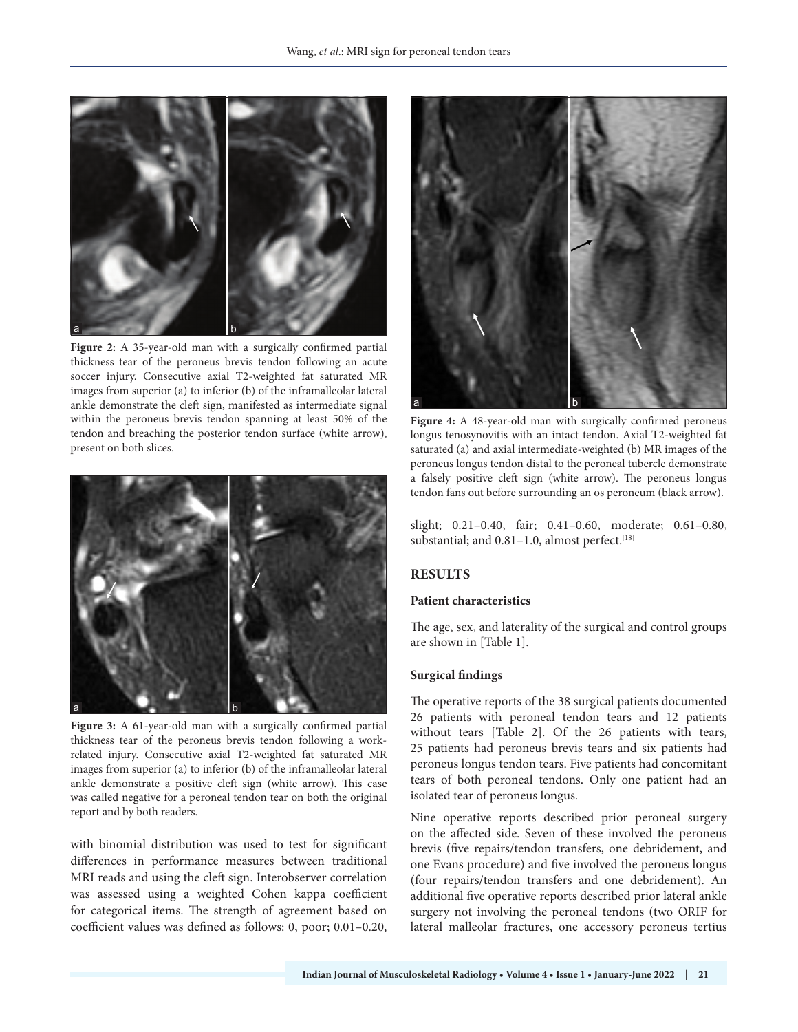**Figure 2:** A 35-year-old man with a surgically confirmed partial thickness tear of the peroneus brevis tendon following an acute soccer injury. Consecutive axial T2-weighted fat saturated MR images from superior (a) to inferior (b) of the inframalleolar lateral ankle demonstrate the cleft sign, manifested as intermediate signal within the peroneus brevis tendon spanning at least 50% of the tendon and breaching the posterior tendon surface (white arrow), present on both slices.

**Figure 3:** A 61-year-old man with a surgically confirmed partial thickness tear of the peroneus brevis tendon following a work-related injury. Consecutive axial T2-weighted fat saturated MR images from superior (a) to inferior (b) of the inframalleolar lateral ankle demonstrate a positive cleft sign (white arrow). This case was called negative for a peroneal tendon tear on both the original report and by both readers.

with binomial distribution was used to test for significant differences in performance measures between traditional MRI reads and using the cleft sign. Interobserver correlation was assessed using a weighted Cohen kappa coefficient for categorical items. The strength of agreement based on coefficient values was defined as follows: 0, poor; 0.01–0.20, slight; 0.21–0.40, fair; 0.41–0.60, moderate; 0.61–0.80, substantial; and 0.81–1.0, almost perfect.[18]

**Figure 4:** A 48-year-old man with surgically confirmed peroneus longus tenosynovitis with an intact tendon. Axial T2-weighted fat saturated (a) and axial intermediate-weighted (b) MR images of the peroneus longus tendon distal to the peroneal tubercle demonstrate a falsely positive cleft sign (white arrow). The peroneus longus tendon fans out before surrounding an os peroneum (black arrow).

## RESULTS

### Patient characteristics

The age, sex, and laterality of the surgical and control groups are shown in [Table 1].

### Surgical findings

The operative reports of the 38 surgical patients documented 26 patients with peroneal tendon tears and 12 patients without tears [Table 2]. Of the 26 patients with tears, 25 patients had peroneus brevis tears and six patients had peroneus longus tendon tears. Five patients had concomitant tears of both peroneal tendons. Only one patient had an isolated tear of peroneus longus.

Nine operative reports described prior peroneal surgery on the affected side. Seven of these involved the peroneus brevis (five repairs/tendon transfers, one debridement, and one Evans procedure) and five involved the peroneus longus (four repairs/tendon transfers and one debridement). An additional five operative reports described prior lateral ankle surgery not involving the peroneal tendons (two ORIF for lateral malleolar fractures, one accessory peroneus tertius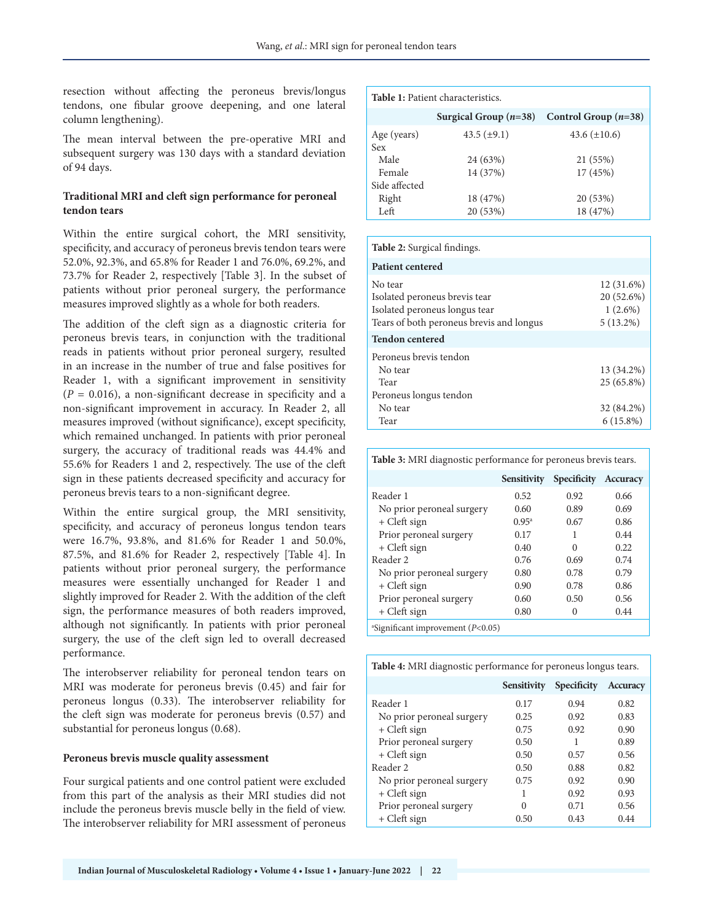resection without affecting the peroneus brevis/longus tendons, one fibular groove deepening, and one lateral column lengthening).

The mean interval between the pre-operative MRI and subsequent surgery was 130 days with a standard deviation of 94 days.

### Traditional MRI and cleft sign performance for peroneal tendon tears

Within the entire surgical cohort, the MRI sensitivity, specificity, and accuracy of peroneus brevis tendon tears were 52.0%, 92.3%, and 65.8% for Reader 1 and 76.0%, 69.2%, and 73.7% for Reader 2, respectively [Table 3]. In the subset of patients without prior peroneal surgery, the performance measures improved slightly as a whole for both readers.

The addition of the cleft sign as a diagnostic criteria for peroneus brevis tears, in conjunction with the traditional reads in patients without prior peroneal surgery, resulted in an increase in the number of true and false positives for Reader 1, with a significant improvement in sensitivity ($P = 0.016$), a non-significant decrease in specificity and a non-significant improvement in accuracy. In Reader 2, all measures improved (without significance), except specificity, which remained unchanged. In patients with prior peroneal surgery, the accuracy of traditional reads was 44.4% and 55.6% for Readers 1 and 2, respectively. The use of the cleft sign in these patients decreased specificity and accuracy for peroneus brevis tears to a non-significant degree.

Within the entire surgical group, the MRI sensitivity, specificity, and accuracy of peroneus longus tendon tears were 16.7%, 93.8%, and 81.6% for Reader 1 and 50.0%, 87.5%, and 81.6% for Reader 2, respectively [Table 4]. In patients without prior peroneal surgery, the performance measures were essentially unchanged for Reader 1 and slightly improved for Reader 2. With the addition of the cleft sign, the performance measures of both readers improved, although not significantly. In patients with prior peroneal surgery, the use of the cleft sign led to overall decreased performance.

The interobserver reliability for peroneal tendon tears on MRI was moderate for peroneus brevis (0.45) and fair for peroneus longus (0.33). The interobserver reliability for the cleft sign was moderate for peroneus brevis (0.57) and substantial for peroneus longus (0.68).

### Peroneus brevis muscle quality assessment

Four surgical patients and one control patient were excluded from this part of the analysis as their MRI studies did not include the peroneus brevis muscle belly in the field of view. The interobserver reliability for MRI assessment of peroneus

**Table 1:** Patient characteristics.

| | Surgical Group ($n$=38) | Control Group ($n$=38) |
|---|---|---|
| Age (years) | 43.5 (±9.1) | 43.6 (±10.6) |
| Sex | | |
| Male | 24 (63%) | 21 (55%) |
| Female | 14 (37%) | 17 (45%) |
| Side affected | | |
| Right | 18 (47%) | 20 (53%) |
| Left | 20 (53%) | 18 (47%) |

**Table 2:** Surgical findings.

| **Patient centered** | |
|---|---|
| No tear | 12 (31.6%) |
| Isolated peroneus brevis tear | 20 (52.6%) |
| Isolated peroneus longus tear | 1 (2.6%) |
| Tears of both peroneus brevis and longus | 5 (13.2%) |
| **Tendon centered** | |
| Peroneus brevis tendon | |
| No tear | 13 (34.2%) |
| Tear | 25 (65.8%) |
| Peroneus longus tendon | |
| No tear | 32 (84.2%) |
| Tear | 6 (15.8%) |

**Table 3:** MRI diagnostic performance for peroneus brevis tears.

| | Sensitivity | Specificity | Accuracy |
|---|---|---|---|
| Reader 1 | 0.52 | 0.92 | 0.66 |
| No prior peroneal surgery | 0.60 | 0.89 | 0.69 |
| + Cleft sign | 0.95[a] | 0.67 | 0.86 |
| Prior peroneal surgery | 0.17 | 1 | 0.44 |
| + Cleft sign | 0.40 | 0 | 0.22 |
| Reader 2 | 0.76 | 0.69 | 0.74 |
| No prior peroneal surgery | 0.80 | 0.78 | 0.79 |
| + Cleft sign | 0.90 | 0.78 | 0.86 |
| Prior peroneal surgery | 0.60 | 0.50 | 0.56 |
| + Cleft sign | 0.80 | 0 | 0.44 |

[a]Significant improvement ($P$<0.05)

**Table 4:** MRI diagnostic performance for peroneus longus tears.

| | Sensitivity | Specificity | Accuracy |
|---|---|---|---|
| Reader 1 | 0.17 | 0.94 | 0.82 |
| No prior peroneal surgery | 0.25 | 0.92 | 0.83 |
| + Cleft sign | 0.75 | 0.92 | 0.90 |
| Prior peroneal surgery | 0.50 | 1 | 0.89 |
| + Cleft sign | 0.50 | 0.57 | 0.56 |
| Reader 2 | 0.50 | 0.88 | 0.82 |
| No prior peroneal surgery | 0.75 | 0.92 | 0.90 |
| + Cleft sign | 1 | 0.92 | 0.93 |
| Prior peroneal surgery | 0 | 0.71 | 0.56 |
| + Cleft sign | 0.50 | 0.43 | 0.44 |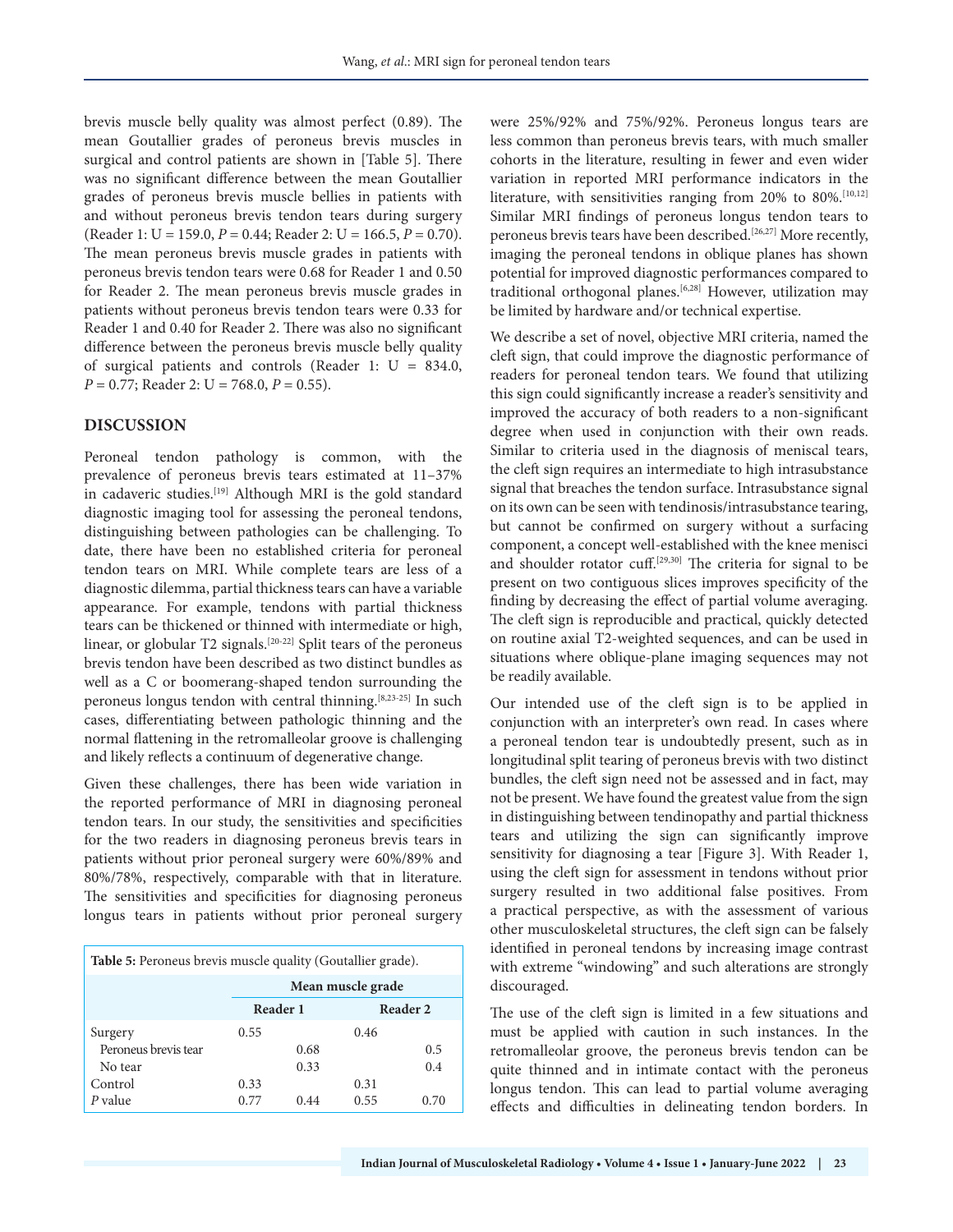brevis muscle belly quality was almost perfect (0.89). The mean Goutallier grades of peroneus brevis muscles in surgical and control patients are shown in [Table 5]. There was no significant difference between the mean Goutallier grades of peroneus brevis muscle bellies in patients with and without peroneus brevis tendon tears during surgery (Reader 1: U = 159.0, $P = 0.44$; Reader 2: U = 166.5, $P = 0.70$). The mean peroneus brevis muscle grades in patients with peroneus brevis tendon tears were 0.68 for Reader 1 and 0.50 for Reader 2. The mean peroneus brevis muscle grades in patients without peroneus brevis tendon tears were 0.33 for Reader 1 and 0.40 for Reader 2. There was also no significant difference between the peroneus brevis muscle belly quality of surgical patients and controls (Reader 1: U = 834.0, $P = 0.77$; Reader 2: U = 768.0, $P = 0.55$).

## DISCUSSION

Peroneal tendon pathology is common, with the prevalence of peroneus brevis tears estimated at 11–37% in cadaveric studies.[19] Although MRI is the gold standard diagnostic imaging tool for assessing the peroneal tendons, distinguishing between pathologies can be challenging. To date, there have been no established criteria for peroneal tendon tears on MRI. While complete tears are less of a diagnostic dilemma, partial thickness tears can have a variable appearance. For example, tendons with partial thickness tears can be thickened or thinned with intermediate or high, linear, or globular T2 signals.[20-22] Split tears of the peroneus brevis tendon have been described as two distinct bundles as well as a C or boomerang-shaped tendon surrounding the peroneus longus tendon with central thinning.[8,23-25] In such cases, differentiating between pathologic thinning and the normal flattening in the retromalleolar groove is challenging and likely reflects a continuum of degenerative change.

Given these challenges, there has been wide variation in the reported performance of MRI in diagnosing peroneal tendon tears. In our study, the sensitivities and specificities for the two readers in diagnosing peroneus brevis tears in patients without prior peroneal surgery were 60%/89% and 80%/78%, respectively, comparable with that in literature. The sensitivities and specificities for diagnosing peroneus longus tears in patients without prior peroneal surgery were 25%/92% and 75%/92%. Peroneus longus tears are less common than peroneus brevis tears, with much smaller cohorts in the literature, resulting in fewer and even wider variation in reported MRI performance indicators in the literature, with sensitivities ranging from 20% to 80%.[10,12] Similar MRI findings of peroneus longus tendon tears to peroneus brevis tears have been described.[26,27] More recently, imaging the peroneal tendons in oblique planes has shown potential for improved diagnostic performances compared to traditional orthogonal planes.[6,28] However, utilization may be limited by hardware and/or technical expertise.

**Table 5:** Peroneus brevis muscle quality (Goutallier grade).

| | Mean muscle grade | | | |
|---|---|---|---|---|
| | Reader 1 | | Reader 2 | |
| Surgery | 0.55 | | 0.46 | |
| Peroneus brevis tear | | 0.68 | | 0.5 |
| No tear | | 0.33 | | 0.4 |
| Control | 0.33 | | 0.31 | |
| *P* value | 0.77 | 0.44 | 0.55 | 0.70 |

We describe a set of novel, objective MRI criteria, named the cleft sign, that could improve the diagnostic performance of readers for peroneal tendon tears. We found that utilizing this sign could significantly increase a reader's sensitivity and improved the accuracy of both readers to a non-significant degree when used in conjunction with their own reads. Similar to criteria used in the diagnosis of meniscal tears, the cleft sign requires an intermediate to high intrasubstance signal that breaches the tendon surface. Intrasubstance signal on its own can be seen with tendinosis/intrasubstance tearing, but cannot be confirmed on surgery without a surfacing component, a concept well-established with the knee menisci and shoulder rotator cuff.[29,30] The criteria for signal to be present on two contiguous slices improves specificity of the finding by decreasing the effect of partial volume averaging. The cleft sign is reproducible and practical, quickly detected on routine axial T2-weighted sequences, and can be used in situations where oblique-plane imaging sequences may not be readily available.

Our intended use of the cleft sign is to be applied in conjunction with an interpreter's own read. In cases where a peroneal tendon tear is undoubtedly present, such as in longitudinal split tearing of peroneus brevis with two distinct bundles, the cleft sign need not be assessed and in fact, may not be present. We have found the greatest value from the sign in distinguishing between tendinopathy and partial thickness tears and utilizing the sign can significantly improve sensitivity for diagnosing a tear [Figure 3]. With Reader 1, using the cleft sign for assessment in tendons without prior surgery resulted in two additional false positives. From a practical perspective, as with the assessment of various other musculoskeletal structures, the cleft sign can be falsely identified in peroneal tendons by increasing image contrast with extreme "windowing" and such alterations are strongly discouraged.

The use of the cleft sign is limited in a few situations and must be applied with caution in such instances. In the retromalleolar groove, the peroneus brevis tendon can be quite thinned and in intimate contact with the peroneus longus tendon. This can lead to partial volume averaging effects and difficulties in delineating tendon borders. In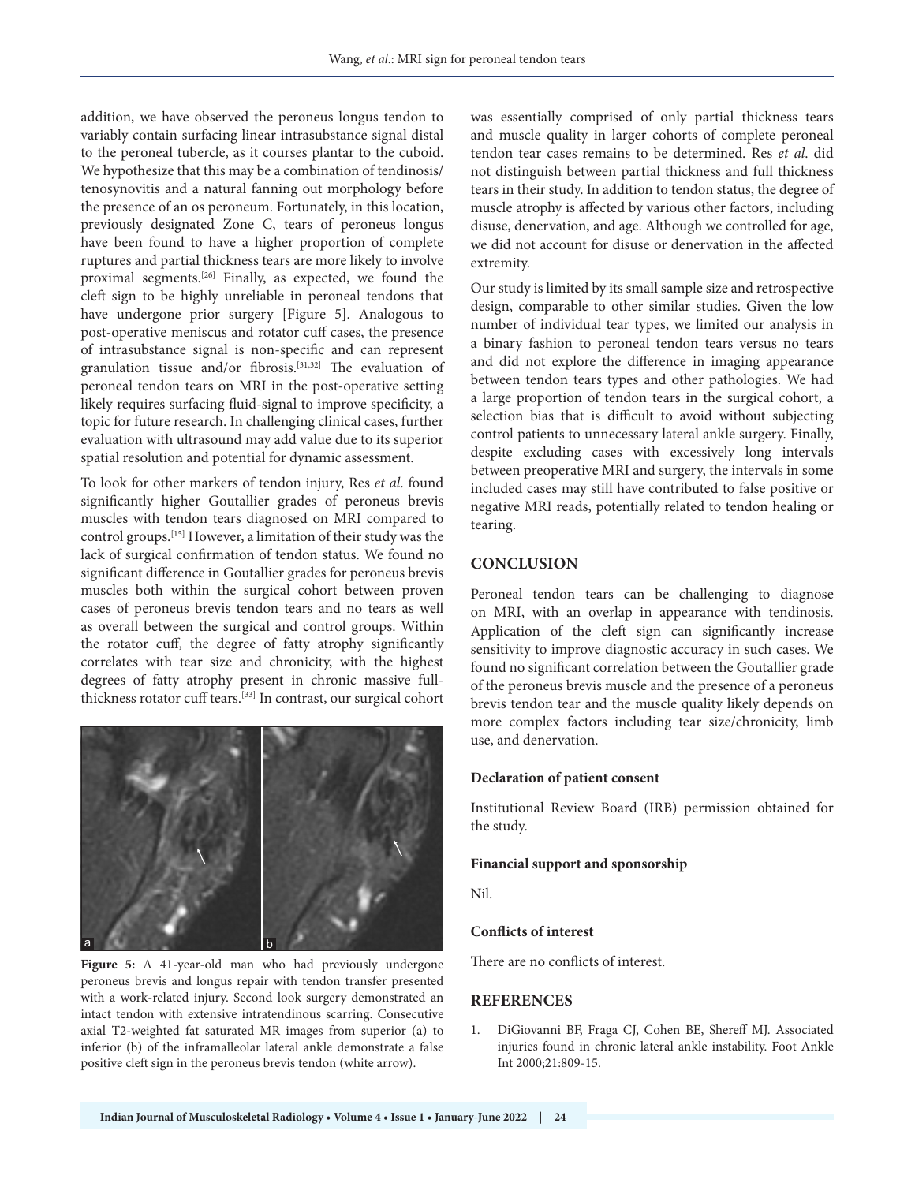addition, we have observed the peroneus longus tendon to variably contain surfacing linear intrasubstance signal distal to the peroneal tubercle, as it courses plantar to the cuboid. We hypothesize that this may be a combination of tendinosis/tenosynovitis and a natural fanning out morphology before the presence of an os peroneum. Fortunately, in this location, previously designated Zone C, tears of peroneus longus have been found to have a higher proportion of complete ruptures and partial thickness tears are more likely to involve proximal segments.[26] Finally, as expected, we found the cleft sign to be highly unreliable in peroneal tendons that have undergone prior surgery [Figure 5]. Analogous to post-operative meniscus and rotator cuff cases, the presence of intrasubstance signal is non-specific and can represent granulation tissue and/or fibrosis.[31,32] The evaluation of peroneal tendon tears on MRI in the post-operative setting likely requires surfacing fluid-signal to improve specificity, a topic for future research. In challenging clinical cases, further evaluation with ultrasound may add value due to its superior spatial resolution and potential for dynamic assessment.

To look for other markers of tendon injury, Res *et al*. found significantly higher Goutallier grades of peroneus brevis muscles with tendon tears diagnosed on MRI compared to control groups.[15] However, a limitation of their study was the lack of surgical confirmation of tendon status. We found no significant difference in Goutallier grades for peroneus brevis muscles both within the surgical cohort between proven cases of peroneus brevis tendon tears and no tears as well as overall between the surgical and control groups. Within the rotator cuff, the degree of fatty atrophy significantly correlates with tear size and chronicity, with the highest degrees of fatty atrophy present in chronic massive full-thickness rotator cuff tears.[33] In contrast, our surgical cohort was essentially comprised of only partial thickness tears and muscle quality in larger cohorts of complete peroneal tendon tear cases remains to be determined. Res *et al*. did not distinguish between partial thickness and full thickness tears in their study. In addition to tendon status, the degree of muscle atrophy is affected by various other factors, including disuse, denervation, and age. Although we controlled for age, we did not account for disuse or denervation in the affected extremity.

**Figure 5:** A 41-year-old man who had previously undergone peroneus brevis and longus repair with tendon transfer presented with a work-related injury. Second look surgery demonstrated an intact tendon with extensive intratendinous scarring. Consecutive axial T2-weighted fat saturated MR images from superior (a) to inferior (b) of the inframalleolar lateral ankle demonstrate a false positive cleft sign in the peroneus brevis tendon (white arrow).

Our study is limited by its small sample size and retrospective design, comparable to other similar studies. Given the low number of individual tear types, we limited our analysis in a binary fashion to peroneal tendon tears versus no tears and did not explore the difference in imaging appearance between tendon tears types and other pathologies. We had a large proportion of tendon tears in the surgical cohort, a selection bias that is difficult to avoid without subjecting control patients to unnecessary lateral ankle surgery. Finally, despite excluding cases with excessively long intervals between preoperative MRI and surgery, the intervals in some included cases may still have contributed to false positive or negative MRI reads, potentially related to tendon healing or tearing.

## CONCLUSION

Peroneal tendon tears can be challenging to diagnose on MRI, with an overlap in appearance with tendinosis. Application of the cleft sign can significantly increase sensitivity to improve diagnostic accuracy in such cases. We found no significant correlation between the Goutallier grade of the peroneus brevis muscle and the presence of a peroneus brevis tendon tear and the muscle quality likely depends on more complex factors including tear size/chronicity, limb use, and denervation.

### Declaration of patient consent

Institutional Review Board (IRB) permission obtained for the study.

### Financial support and sponsorship

Nil.

### Conflicts of interest

There are no conflicts of interest.

## REFERENCES

1. DiGiovanni BF, Fraga CJ, Cohen BE, Shereff MJ. Associated injuries found in chronic lateral ankle instability. Foot Ankle Int 2000;21:809-15.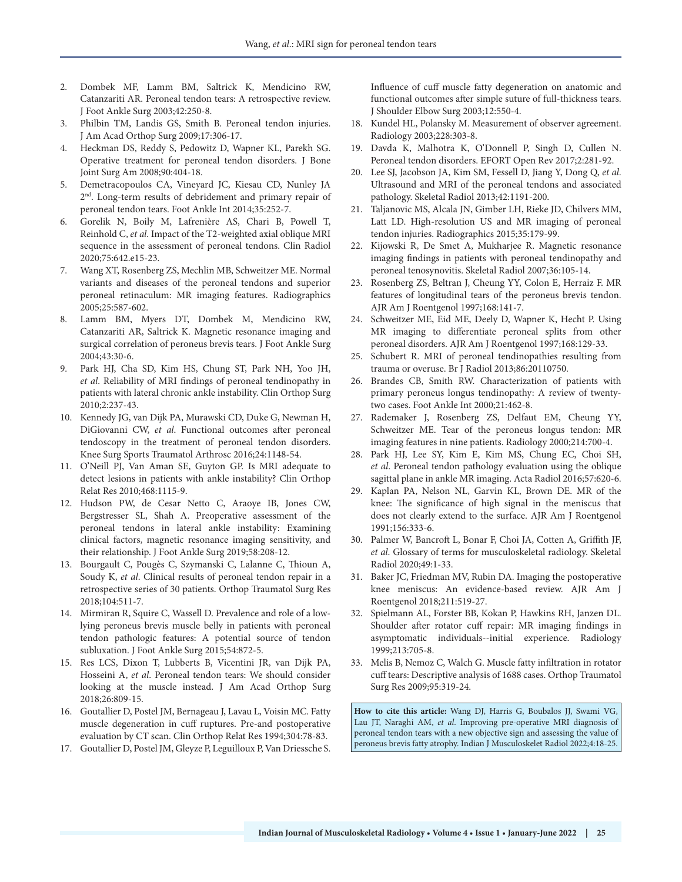2. Dombek MF, Lamm BM, Saltrick K, Mendicino RW, Catanzariti AR. Peroneal tendon tears: A retrospective review. J Foot Ankle Surg 2003;42:250-8.
3. Philbin TM, Landis GS, Smith B. Peroneal tendon injuries. J Am Acad Orthop Surg 2009;17:306-17.
4. Heckman DS, Reddy S, Pedowitz D, Wapner KL, Parekh SG. Operative treatment for peroneal tendon disorders. J Bone Joint Surg Am 2008;90:404-18.
5. Demetracopoulos CA, Vineyard JC, Kiesau CD, Nunley JA 2nd. Long-term results of debridement and primary repair of peroneal tendon tears. Foot Ankle Int 2014;35:252-7.
6. Gorelik N, Boily M, Lafrenière AS, Chari B, Powell T, Reinhold C, *et al*. Impact of the T2-weighted axial oblique MRI sequence in the assessment of peroneal tendons. Clin Radiol 2020;75:642.e15-23.
7. Wang XT, Rosenberg ZS, Mechlin MB, Schweitzer ME. Normal variants and diseases of the peroneal tendons and superior peroneal retinaculum: MR imaging features. Radiographics 2005;25:587-602.
8. Lamm BM, Myers DT, Dombek M, Mendicino RW, Catanzariti AR, Saltrick K. Magnetic resonance imaging and surgical correlation of peroneus brevis tears. J Foot Ankle Surg 2004;43:30-6.
9. Park HJ, Cha SD, Kim HS, Chung ST, Park NH, Yoo JH, *et al*. Reliability of MRI findings of peroneal tendinopathy in patients with lateral chronic ankle instability. Clin Orthop Surg 2010;2:237-43.
10. Kennedy JG, van Dijk PA, Murawski CD, Duke G, Newman H, DiGiovanni CW, *et al*. Functional outcomes after peroneal tendoscopy in the treatment of peroneal tendon disorders. Knee Surg Sports Traumatol Arthrosc 2016;24:1148-54.
11. O'Neill PJ, Van Aman SE, Guyton GP. Is MRI adequate to detect lesions in patients with ankle instability? Clin Orthop Relat Res 2010;468:1115-9.
12. Hudson PW, de Cesar Netto C, Araoye IB, Jones CW, Bergstresser SL, Shah A. Preoperative assessment of the peroneal tendons in lateral ankle instability: Examining clinical factors, magnetic resonance imaging sensitivity, and their relationship. J Foot Ankle Surg 2019;58:208-12.
13. Bourgault C, Pougès C, Szymanski C, Lalanne C, Thioun A, Soudy K, *et al*. Clinical results of peroneal tendon repair in a retrospective series of 30 patients. Orthop Traumatol Surg Res 2018;104:511-7.
14. Mirmiran R, Squire C, Wassell D. Prevalence and role of a low-lying peroneus brevis muscle belly in patients with peroneal tendon pathologic features: A potential source of tendon subluxation. J Foot Ankle Surg 2015;54:872-5.
15. Res LCS, Dixon T, Lubberts B, Vicentini JR, van Dijk PA, Hosseini A, *et al*. Peroneal tendon tears: We should consider looking at the muscle instead. J Am Acad Orthop Surg 2018;26:809-15.
16. Goutallier D, Postel JM, Bernageau J, Lavau L, Voisin MC. Fatty muscle degeneration in cuff ruptures. Pre-and postoperative evaluation by CT scan. Clin Orthop Relat Res 1994;304:78-83.
17. Goutallier D, Postel JM, Gleyze P, Leguilloux P, Van Driessche S. Influence of cuff muscle fatty degeneration on anatomic and functional outcomes after simple suture of full-thickness tears. J Shoulder Elbow Surg 2003;12:550-4.
18. Kundel HL, Polansky M. Measurement of observer agreement. Radiology 2003;228:303-8.
19. Davda K, Malhotra K, O'Donnell P, Singh D, Cullen N. Peroneal tendon disorders. EFORT Open Rev 2017;2:281-92.
20. Lee SJ, Jacobson JA, Kim SM, Fessell D, Jiang Y, Dong Q, *et al*. Ultrasound and MRI of the peroneal tendons and associated pathology. Skeletal Radiol 2013;42:1191-200.
21. Taljanovic MS, Alcala JN, Gimber LH, Rieke JD, Chilvers MM, Latt LD. High-resolution US and MR imaging of peroneal tendon injuries. Radiographics 2015;35:179-99.
22. Kijowski R, De Smet A, Mukharjee R. Magnetic resonance imaging findings in patients with peroneal tendinopathy and peroneal tenosynovitis. Skeletal Radiol 2007;36:105-14.
23. Rosenberg ZS, Beltran J, Cheung YY, Colon E, Herraiz F. MR features of longitudinal tears of the peroneus brevis tendon. AJR Am J Roentgenol 1997;168:141-7.
24. Schweitzer ME, Eid ME, Deely D, Wapner K, Hecht P. Using MR imaging to differentiate peroneal splits from other peroneal disorders. AJR Am J Roentgenol 1997;168:129-33.
25. Schubert R. MRI of peroneal tendinopathies resulting from trauma or overuse. Br J Radiol 2013;86:20110750.
26. Brandes CB, Smith RW. Characterization of patients with primary peroneus longus tendinopathy: A review of twenty-two cases. Foot Ankle Int 2000;21:462-8.
27. Rademaker J, Rosenberg ZS, Delfaut EM, Cheung YY, Schweitzer ME. Tear of the peroneus longus tendon: MR imaging features in nine patients. Radiology 2000;214:700-4.
28. Park HJ, Lee SY, Kim E, Kim MS, Chung EC, Choi SH, *et al*. Peroneal tendon pathology evaluation using the oblique sagittal plane in ankle MR imaging. Acta Radiol 2016;57:620-6.
29. Kaplan PA, Nelson NL, Garvin KL, Brown DE. MR of the knee: The significance of high signal in the meniscus that does not clearly extend to the surface. AJR Am J Roentgenol 1991;156:333-6.
30. Palmer W, Bancroft L, Bonar F, Choi JA, Cotten A, Griffith JF, *et al*. Glossary of terms for musculoskeletal radiology. Skeletal Radiol 2020;49:1-33.
31. Baker JC, Friedman MV, Rubin DA. Imaging the postoperative knee meniscus: An evidence-based review. AJR Am J Roentgenol 2018;211:519-27.
32. Spielmann AL, Forster BB, Kokan P, Hawkins RH, Janzen DL. Shoulder after rotator cuff repair: MR imaging findings in asymptomatic individuals--initial experience. Radiology 1999;213:705-8.
33. Melis B, Nemoz C, Walch G. Muscle fatty infiltration in rotator cuff tears: Descriptive analysis of 1688 cases. Orthop Traumatol Surg Res 2009;95:319-24.

**How to cite this article:** Wang DJ, Harris G, Boubalos JJ, Swami VG, Lau JT, Naraghi AM, *et al*. Improving pre-operative MRI diagnosis of peroneal tendon tears with a new objective sign and assessing the value of peroneus brevis fatty atrophy. Indian J Musculoskelet Radiol 2022;4:18-25.